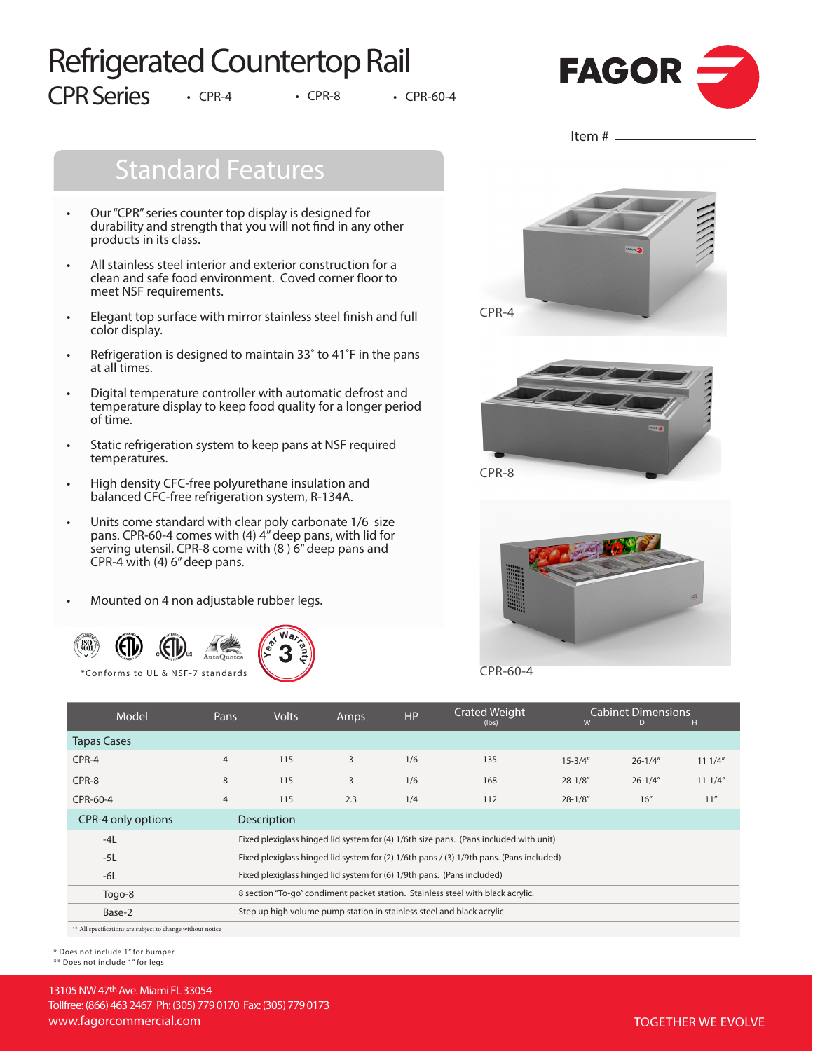# Refrigerated Countertop Rail

## CPR Series

- CPR-4
- CPR-8
- CPR-60-4

Item # ____________________

## Standard Features

- Our "CPR" series counter top display is designed for durability and strength that you will not find in any other products in its class.
- All stainless steel interior and exterior construction for a clean and safe food environment. Coved corner floor to meet NSF requirements.
- Elegant top surface with mirror stainless steel finish and full color display.
- Refrigeration is designed to maintain 33˚ to 41˚F in the pans at all times.
- Digital temperature controller with automatic defrost and temperature display to keep food quality for a longer period of time.
- Static refrigeration system to keep pans at NSF required temperatures.
- High density CFC-free polyurethane insulation and balanced CFC-free refrigeration system, R-134A.
- Units come standard with clear poly carbonate 1/6 size pans. CPR-60-4 comes with (4) 4" deep pans, with lid for serving utensil. CPR-8 come with (8 ) 6" deep pans and CPR-4 with (4) 6" deep pans.
- Mounted on 4 non adjustable rubber legs.

3 Year Warranty

*Conforms to UL & NSF-7 standards

CPR-4

CPR-8

CPR-60-4

| Model | Pans | Volts | Amps | HP | Crated Weight (lbs) | Cabinet Dimensions W | D | H |
|---|---|---|---|---|---|---|---|---|
| Tapas Cases | | | | | | | | |
| CPR-4 | 4 | 115 | 3 | 1/6 | 135 | 15-3/4" | 26-1/4" | 11 1/4" |
| CPR-8 | 8 | 115 | 3 | 1/6 | 168 | 28-1/8" | 26-1/4" | 11-1/4" |
| CPR-60-4 | 4 | 115 | 2.3 | 1/4 | 112 | 28-1/8" | 16" | 11" |

| CPR-4 only options | Description |
|---|---|
| -4L | Fixed plexiglass hinged lid system for (4) 1/6th size pans. (Pans included with unit) |
| -5L | Fixed plexiglass hinged lid system for (2) 1/6th pans / (3) 1/9th pans. (Pans included) |
| -6L | Fixed plexiglass hinged lid system for (6) 1/9th pans. (Pans included) |
| Togo-8 | 8 section "To-go" condiment packet station. Stainless steel with black acrylic. |
| Base-2 | Step up high volume pump station in stainless steel and black acrylic |

** All specifications are subject to change without notice

\* Does not include 1" for bumper
** Does not include 1" for legs

13105 NW 47th Ave. Miami FL 33054
Tollfree: (866) 463 2467 Ph: (305) 779 0170 Fax: (305) 779 0173
www.fagorcommercial.com

TOGETHER WE EVOLVE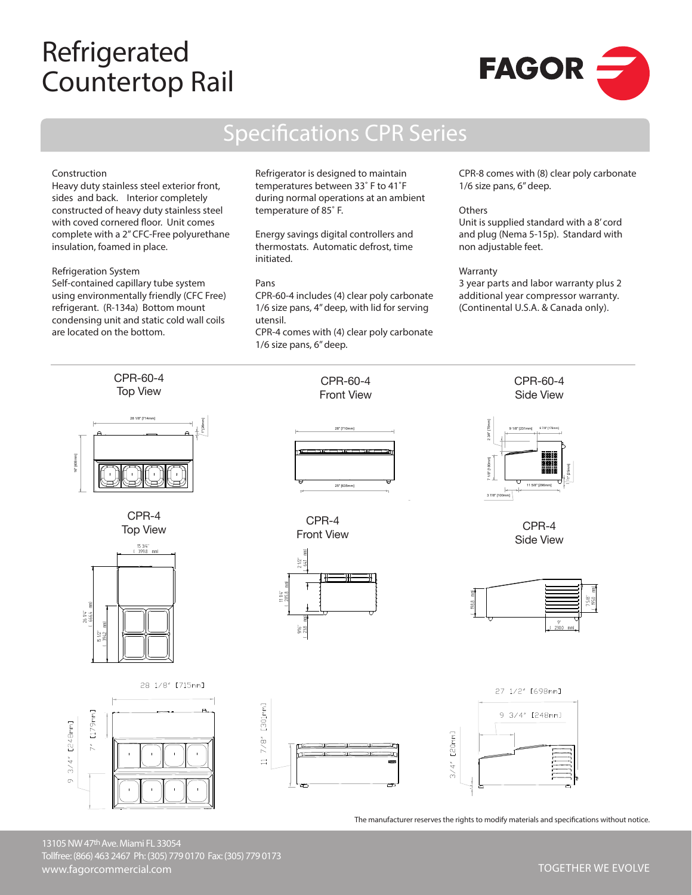# Refrigerated Countertop Rail

FAGOR

## Specifications CPR Series

Construction
Heavy duty stainless steel exterior front, sides and back. Interior completely constructed of heavy duty stainless steel with coved cornered floor. Unit comes complete with a 2" CFC-Free polyurethane insulation, foamed in place.

Refrigeration System
Self-contained capillary tube system using environmentally friendly (CFC Free) refrigerant. (R-134a) Bottom mount condensing unit and static cold wall coils are located on the bottom.

Refrigerator is designed to maintain temperatures between 33˚ F to 41˚F during normal operations at an ambient temperature of 85˚ F.

Energy savings digital controllers and thermostats. Automatic defrost, time initiated.

Pans
CPR-60-4 includes (4) clear poly carbonate 1/6 size pans, 4" deep, with lid for serving utensil.
CPR-4 comes with (4) clear poly carbonate 1/6 size pans, 6" deep.
CPR-8 comes with (8) clear poly carbonate 1/6 size pans, 6" deep.

Others
Unit is supplied standard with a 8' cord and plug (Nema 5-15p). Standard with non adjustable feet.

Warranty
3 year parts and labor warranty plus 2 additional year compressor warranty. (Continental U.S.A. & Canada only).

CPR-60-4
Top View

28 1/8" [714mm]
1" [26mm]
16" [406mm]

CPR-60-4
Front View

28" [710mm]
25" [635mm]

CPR-60-4
Side View

2 3/4" [70mm]
9 1/8" [231mm]
6 7/8" [176mm]
7 1/8" [180mm]
1" [26mm]
11 5/8" [296mm]
3 7/8" [100mm]

CPR-4
Top View

15 3/4" (399.8 mm)
26 1/4" (666.4 mm)
15 1/2" (394.2 mm)

CPR-4
Front View

2 1/2" (64.1 mm)
11 1/4" (285.8 mm)
9/16" (23.8 mm)

CPR-4
Side View

198.8 mm
7 5/8" (195.0 mm)
9" (230.0 mm)

28 1/8" [715mm]
9 3/4" [248mm]
7" [179mm]
11 7/8" [301mm]
27 1/2" [698mm]
9 3/4" [248mm]
3/4" [20mm]

The manufacturer reserves the rights to modify materials and specifications without notice.

13105 NW 47th Ave. Miami FL 33054
Tollfree: (866) 463 2467 Ph: (305) 779 0170 Fax: (305) 779 0173
www.fagorcommercial.com

TOGETHER WE EVOLVE